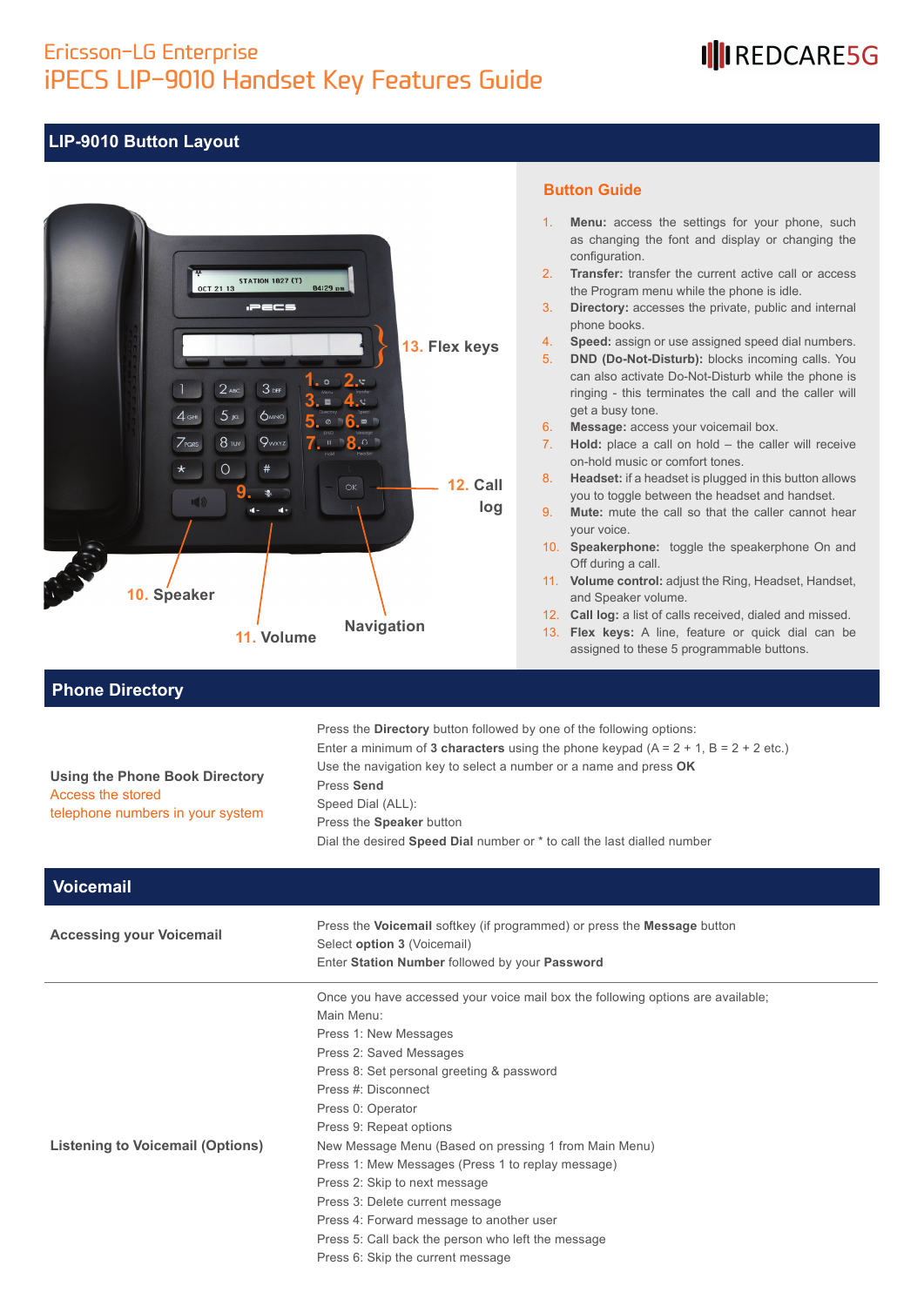Ericsson-LG Enterprise

# iPECS LIP-9010 Handset Key Features Guide

REDCARE5G

## LIP-9010 Button Layout

13. Flex keys
12. Call log
10. Speaker
11. Volume
Navigation

### Button Guide

1. **Menu:** access the settings for your phone, such as changing the font and display or changing the configuration.
2. **Transfer:** transfer the current active call or access the Program menu while the phone is idle.
3. **Directory:** accesses the private, public and internal phone books.
4. **Speed:** assign or use assigned speed dial numbers.
5. **DND (Do-Not-Disturb):** blocks incoming calls. You can also activate Do-Not-Disturb while the phone is ringing - this terminates the call and the caller will get a busy tone.
6. **Message:** access your voicemail box.
7. **Hold:** place a call on hold – the caller will receive on-hold music or comfort tones.
8. **Headset:** if a headset is plugged in this button allows you to toggle between the headset and handset.
9. **Mute:** mute the call so that the caller cannot hear your voice.
10. **Speakerphone:** toggle the speakerphone On and Off during a call.
11. **Volume control:** adjust the Ring, Headset, Handset, and Speaker volume.
12. **Call log:** a list of calls received, dialed and missed.
13. **Flex keys:** A line, feature or quick dial can be assigned to these 5 programmable buttons.

## Phone Directory

**Using the Phone Book Directory**
Access the stored telephone numbers in your system

Press the **Directory** button followed by one of the following options:
Enter a minimum of **3 characters** using the phone keypad (A = 2 + 1, B = 2 + 2 etc.)
Use the navigation key to select a number or a name and press **OK**
Press **Send**
Speed Dial (ALL):
Press the **Speaker** button
Dial the desired **Speed Dial** number or * to call the last dialled number

## Voicemail

**Accessing your Voicemail**

Press the **Voicemail** softkey (if programmed) or press the **Message** button
Select **option 3** (Voicemail)
Enter **Station Number** followed by your **Password**

**Listening to Voicemail (Options)**

Once you have accessed your voice mail box the following options are available;
Main Menu:
Press 1: New Messages
Press 2: Saved Messages
Press 8: Set personal greeting & password
Press #: Disconnect
Press 0: Operator
Press 9: Repeat options
New Message Menu (Based on pressing 1 from Main Menu)
Press 1: Mew Messages (Press 1 to replay message)
Press 2: Skip to next message
Press 3: Delete current message
Press 4: Forward message to another user
Press 5: Call back the person who left the message
Press 6: Skip the current message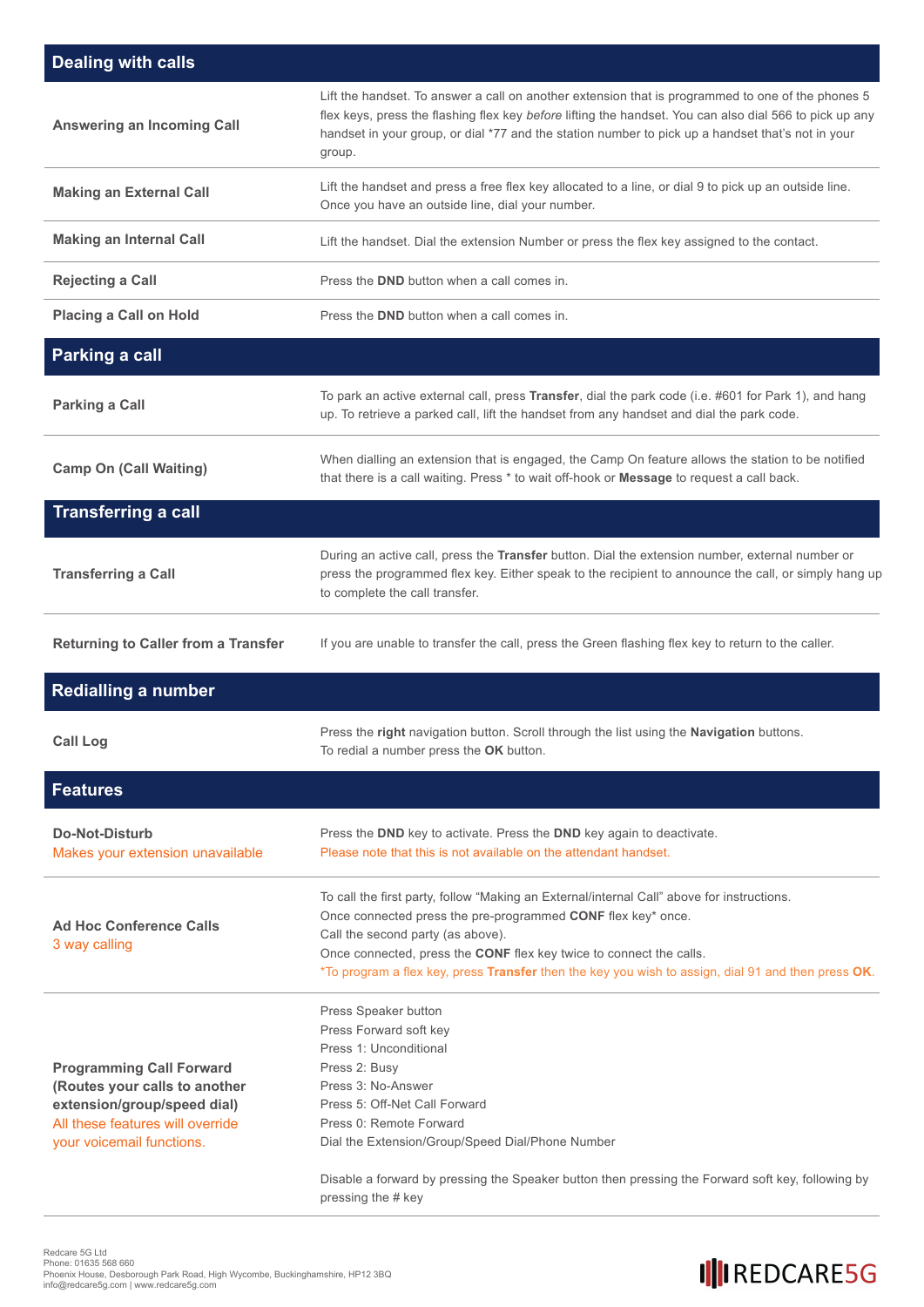| Dealing with calls | |
|---|---|
| **Answering an Incoming Call** | Lift the handset. To answer a call on another extension that is programmed to one of the phones 5 flex keys, press the flashing flex key *before* lifting the handset. You can also dial 566 to pick up any handset in your group, or dial *77 and the station number to pick up a handset that's not in your group. |
| **Making an External Call** | Lift the handset and press a free flex key allocated to a line, or dial 9 to pick up an outside line. Once you have an outside line, dial your number. |
| **Making an Internal Call** | Lift the handset. Dial the extension Number or press the flex key assigned to the contact. |
| **Rejecting a Call** | Press the **DND** button when a call comes in. |
| **Placing a Call on Hold** | Press the **DND** button when a call comes in. |

| Parking a call | |
|---|---|
| **Parking a Call** | To park an active external call, press **Transfer**, dial the park code (i.e. #601 for Park 1), and hang up. To retrieve a parked call, lift the handset from any handset and dial the park code. |
| **Camp On (Call Waiting)** | When dialling an extension that is engaged, the Camp On feature allows the station to be notified that there is a call waiting. Press * to wait off-hook or **Message** to request a call back. |

| Transferring a call | |
|---|---|
| **Transferring a Call** | During an active call, press the **Transfer** button. Dial the extension number, external number or press the programmed flex key. Either speak to the recipient to announce the call, or simply hang up to complete the call transfer. |
| **Returning to Caller from a Transfer** | If you are unable to transfer the call, press the Green flashing flex key to return to the caller. |

| Redialling a number | |
|---|---|
| **Call Log** | Press the **right** navigation button. Scroll through the list using the **Navigation** buttons.<br>To redial a number press the **OK** button. |

| Features | |
|---|---|
| **Do-Not-Disturb**<br>Makes your extension unavailable | Press the **DND** key to activate. Press the **DND** key again to deactivate.<br>Please note that this is not available on the attendant handset. |
| **Ad Hoc Conference Calls**<br>3 way calling | To call the first party, follow "Making an External/internal Call" above for instructions.<br>Once connected press the pre-programmed **CONF** flex key* once.<br>Call the second party (as above).<br>Once connected, press the **CONF** flex key twice to connect the calls.<br>*To program a flex key, press **Transfer** then the key you wish to assign, dial 91 and then press **OK**. |
| **Programming Call Forward (Routes your calls to another extension/group/speed dial)**<br>All these features will override your voicemail functions. | Press Speaker button<br>Press Forward soft key<br>Press 1: Unconditional<br>Press 2: Busy<br>Press 3: No-Answer<br>Press 5: Off-Net Call Forward<br>Press 0: Remote Forward<br>Dial the Extension/Group/Speed Dial/Phone Number<br><br>Disable a forward by pressing the Speaker button then pressing the Forward soft key, following by pressing the # key |

Redcare 5G Ltd
Phone: 01635 568 660
Phoenix House, Desborough Park Road, High Wycombe, Buckinghamshire, HP12 3BQ
info@redcare5g.com | www.redcare5g.com

REDCARE5G